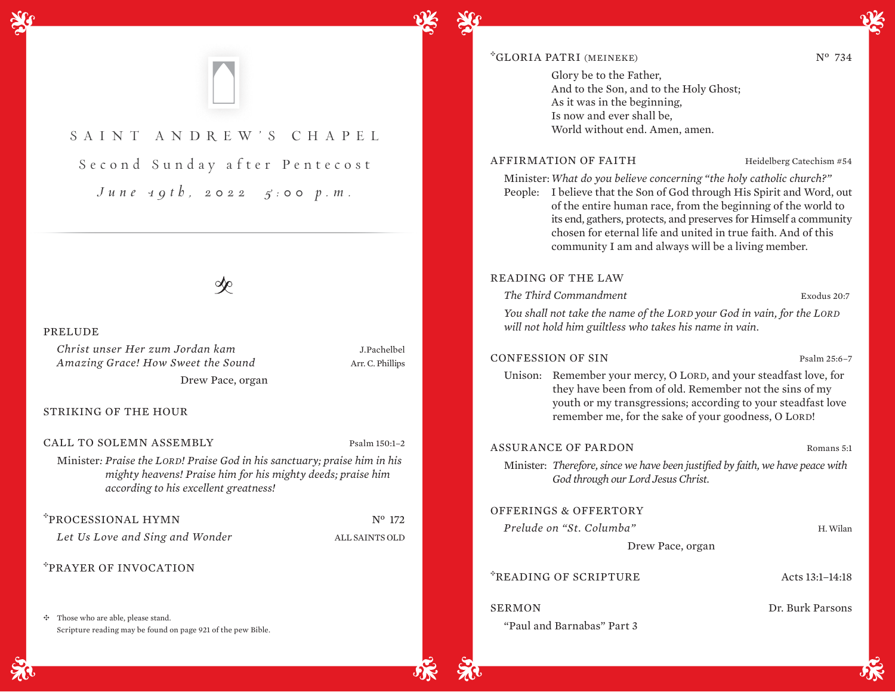# SAINT ANDREW'S CHAPEL

## Second Sunday after Pentecost

*June 19th, 2022 5:00 p.m.*

PRELUDE

*Christ unser Her zum Jordan kam* — J.Pachelbel
*Amazing Grace! How Sweet the Sound* — Arr. C. Phillips

Drew Pace, organ

STRIKING OF THE HOUR

CALL TO SOLEMN ASSEMBLY — Psalm 150:1–2

Minister: *Praise the LORD! Praise God in his sanctuary; praise him in his mighty heavens! Praise him for his mighty deeds; praise him according to his excellent greatness!*

✣PROCESSIONAL HYMN — Nº 172

*Let Us Love and Sing and Wonder* — ALL SAINTS OLD

✣PRAYER OF INVOCATION

✣ Those who are able, please stand.
Scripture reading may be found on page 921 of the pew Bible.

✣GLORIA PATRI (MEINEKE) — Nº 734

Glory be to the Father,
And to the Son, and to the Holy Ghost;
As it was in the beginning,
Is now and ever shall be,
World without end. Amen, amen.

AFFIRMATION OF FAITH — Heidelberg Catechism #54

Minister: *What do you believe concerning "the holy catholic church?"*
People: I believe that the Son of God through His Spirit and Word, out of the entire human race, from the beginning of the world to its end, gathers, protects, and preserves for Himself a community chosen for eternal life and united in true faith. And of this community I am and always will be a living member.

READING OF THE LAW

*The Third Commandment* — Exodus 20:7

*You shall not take the name of the LORD your God in vain, for the LORD will not hold him guiltless who takes his name in vain.*

CONFESSION OF SIN — Psalm 25:6–7

Unison: Remember your mercy, O LORD, and your steadfast love, for they have been from of old. Remember not the sins of my youth or my transgressions; according to your steadfast love remember me, for the sake of your goodness, O LORD!

ASSURANCE OF PARDON — Romans 5:1

Minister: *Therefore, since we have been justified by faith, we have peace with God through our Lord Jesus Christ.*

OFFERINGS & OFFERTORY

*Prelude on "St. Columba"* — H. Wilan

Drew Pace, organ

✣READING OF SCRIPTURE — Acts 13:1–14:18

SERMON — Dr. Burk Parsons

"Paul and Barnabas" Part 3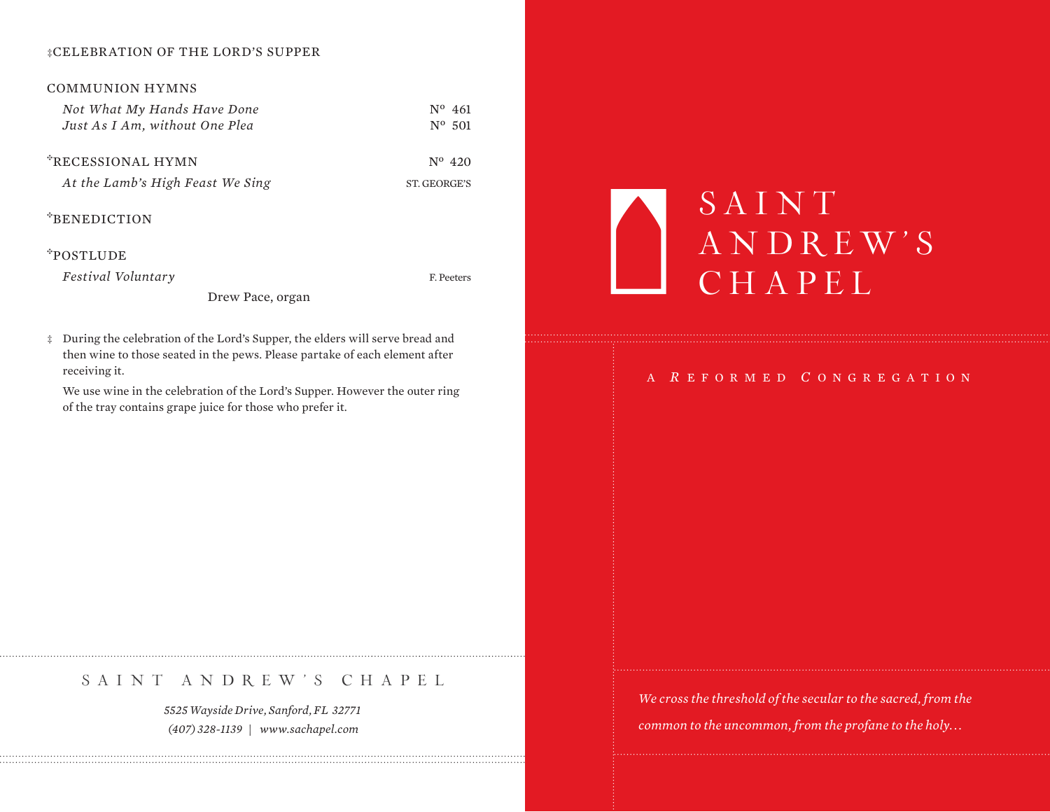‡CELEBRATION OF THE LORD'S SUPPER

COMMUNION HYMNS

*Not What My Hands Have Done* — Nº 461
*Just As I Am, without One Plea* — Nº 501

*RECESSIONAL HYMN — Nº 420

*At the Lamb's High Feast We Sing* — ST. GEORGE'S

*BENEDICTION

*POSTLUDE

*Festival Voluntary* — F. Peeters

Drew Pace, organ

‡ During the celebration of the Lord's Supper, the elders will serve bread and then wine to those seated in the pews. Please partake of each element after receiving it.

We use wine in the celebration of the Lord's Supper. However the outer ring of the tray contains grape juice for those who prefer it.

SAINT ANDREW'S CHAPEL

*5525 Wayside Drive, Sanford, FL 32771*
*(407) 328-1139 | www.sachapel.com*

# SAINT ANDREW'S CHAPEL

A REFORMED CONGREGATION

*We cross the threshold of the secular to the sacred, from the common to the uncommon, from the profane to the holy…*